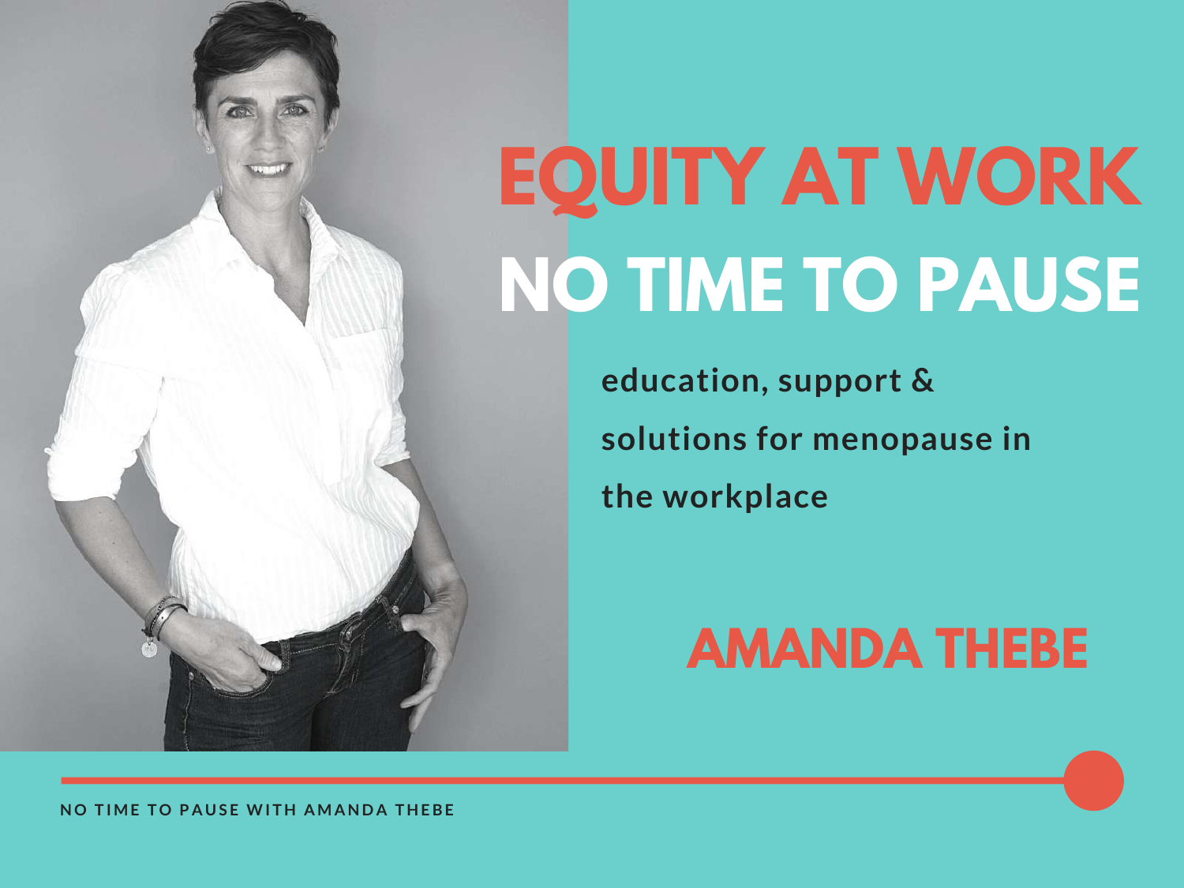# EQUITY AT WORK

# NO TIME TO PAUSE

**education, support & solutions for menopause in the workplace**

## AMANDA THEBE

NO TIME TO PAUSE WITH AMANDA THEBE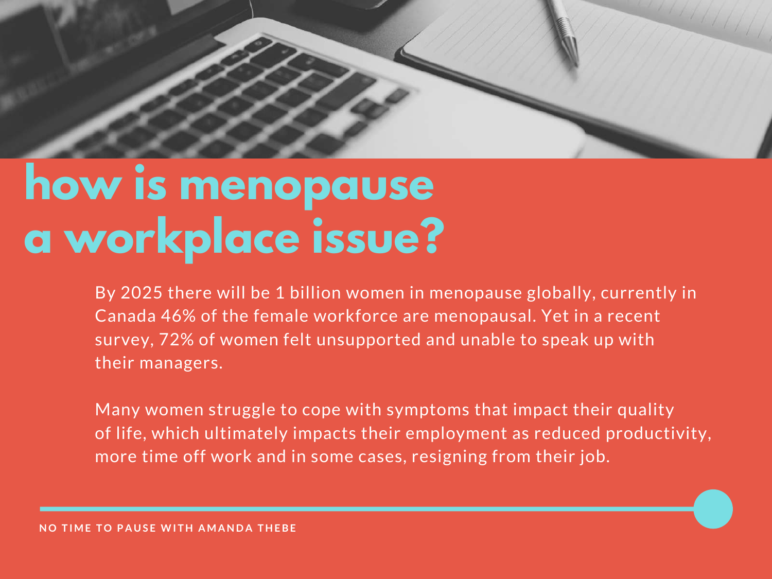# how is menopause a workplace issue?

By 2025 there will be 1 billion women in menopause globally, currently in Canada 46% of the female workforce are menopausal. Yet in a recent survey, 72% of women felt unsupported and unable to speak up with their managers.

Many women struggle to cope with symptoms that impact their quality of life, which ultimately impacts their employment as reduced productivity, more time off work and in some cases, resigning from their job.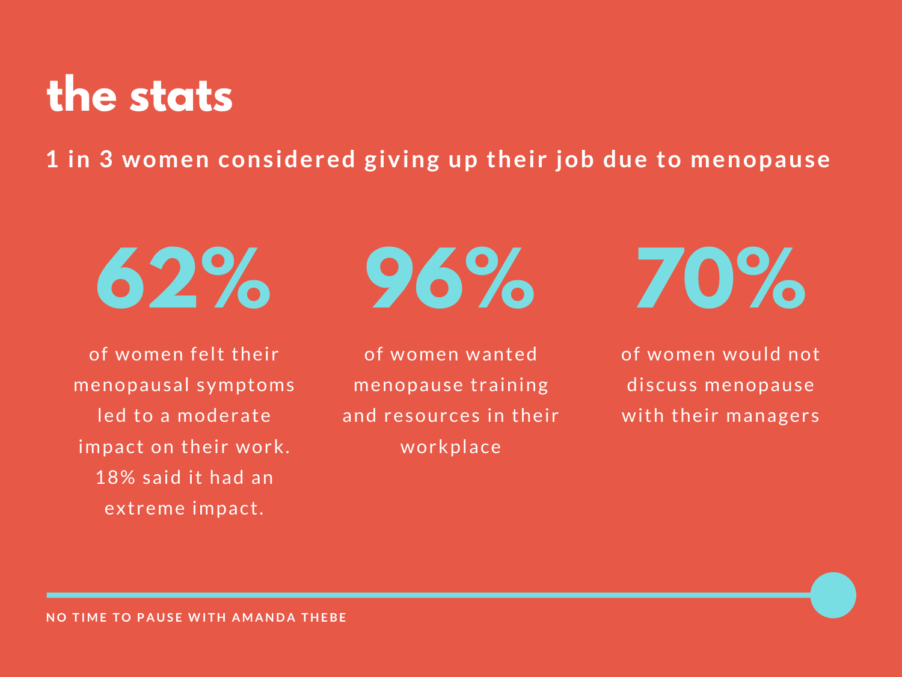# the stats

**1 in 3 women considered giving up their job due to menopause**

## 62%

of women felt their menopausal symptoms led to a moderate impact on their work. 18% said it had an extreme impact.

## 96%

of women wanted menopause training and resources in their workplace

## 70%

of women would not discuss menopause with their managers

NO TIME TO PAUSE WITH AMANDA THEBE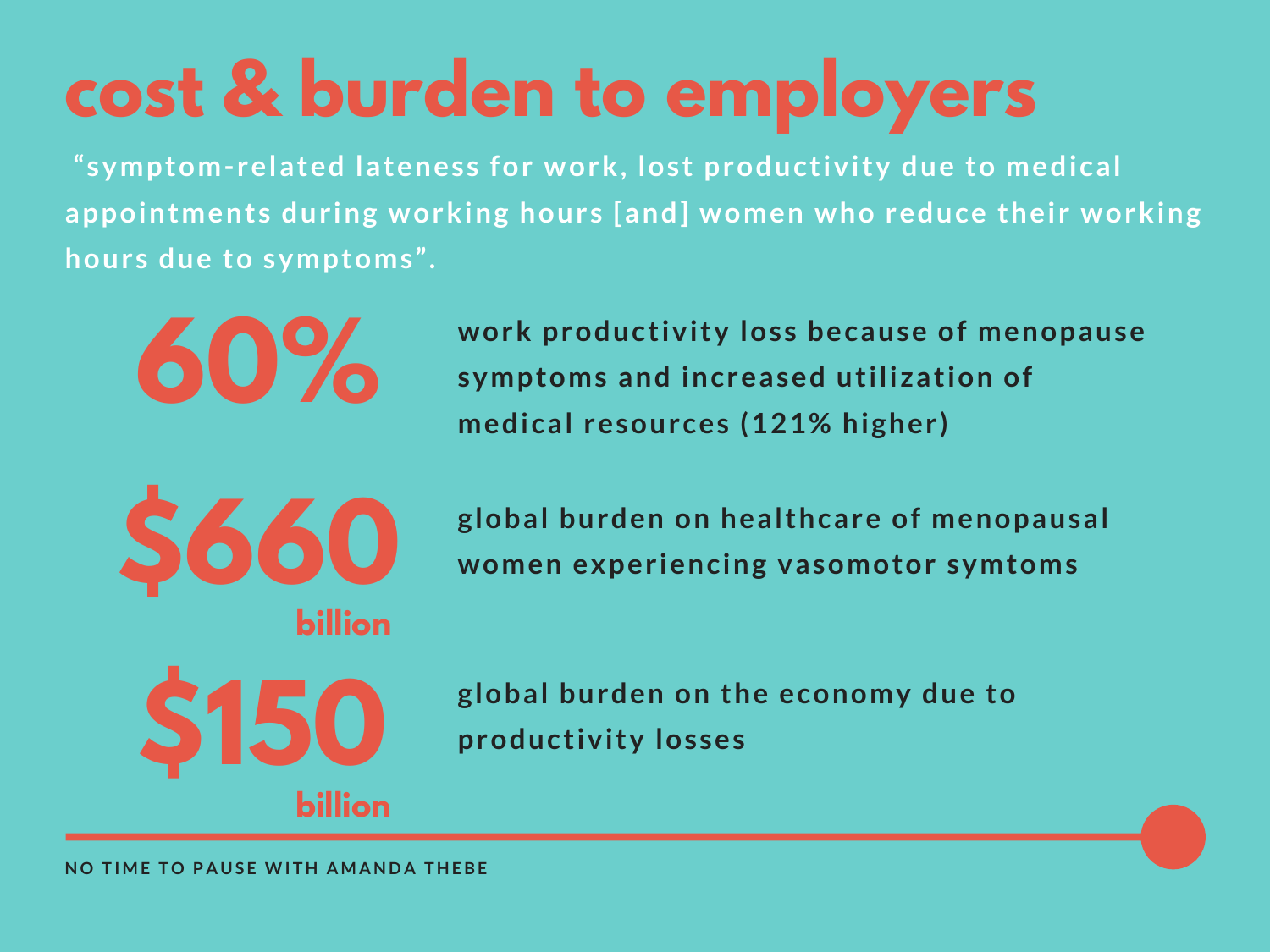# cost & burden to employers

"symptom-related lateness for work, lost productivity due to medical appointments during working hours [and] women who reduce their working hours due to symptoms".

**60%**

work productivity loss because of menopause symptoms and increased utilization of medical resources (121% higher)

**$660 billion**

global burden on healthcare of menopausal women experiencing vasomotor symtoms

**$150 billion**

global burden on the economy due to productivity losses

NO TIME TO PAUSE WITH AMANDA THEBE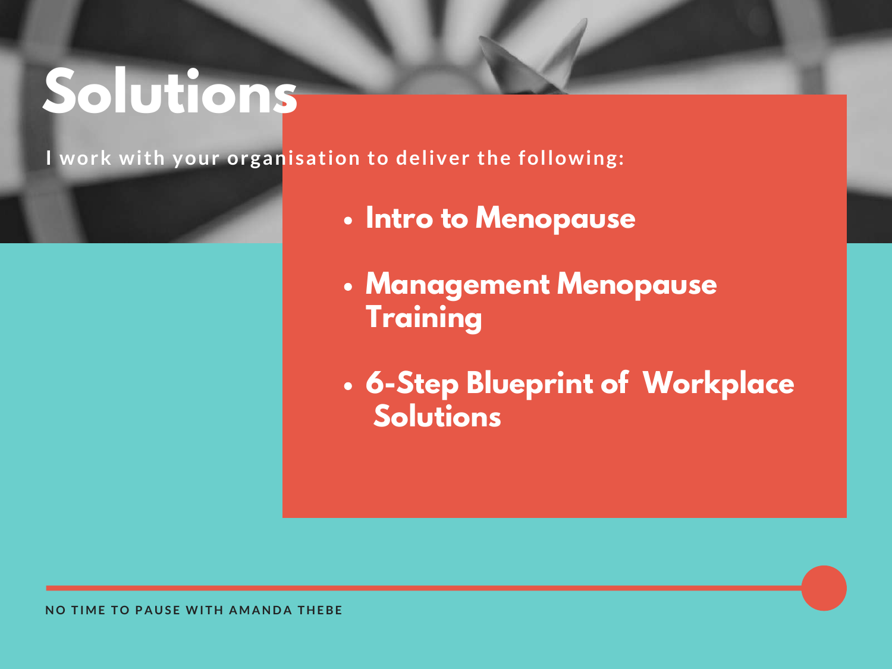# Solutions

I work with your organisation to deliver the following:

- Intro to Menopause
- Management Menopause Training
- 6-Step Blueprint of Workplace Solutions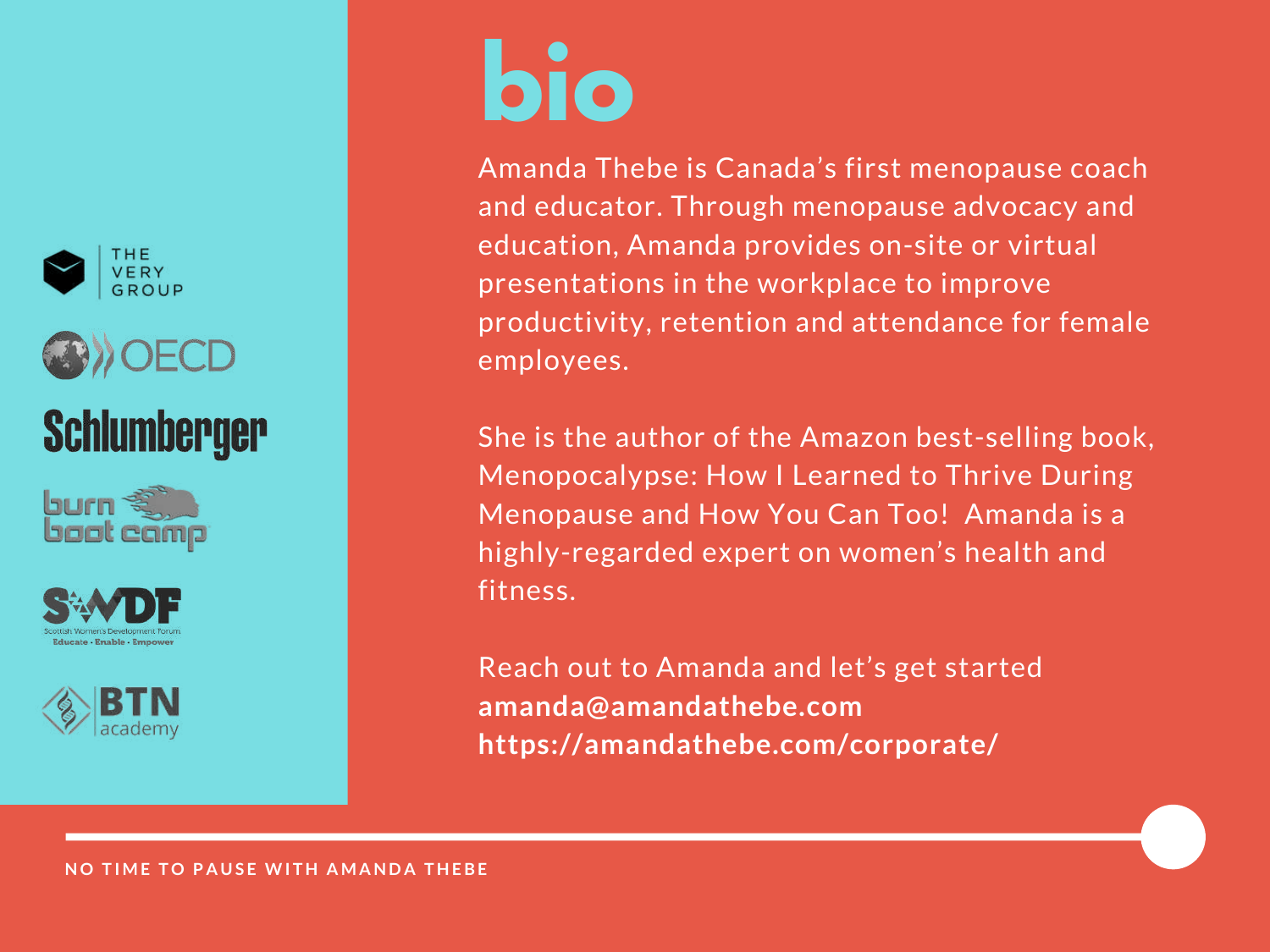# bio

Amanda Thebe is Canada's first menopause coach and educator. Through menopause advocacy and education, Amanda provides on-site or virtual presentations in the workplace to improve productivity, retention and attendance for female employees.

She is the author of the Amazon best-selling book, Menopocalypse: How I Learned to Thrive During Menopause and How You Can Too! Amanda is a highly-regarded expert on women's health and fitness.

Reach out to Amanda and let's get started
**amanda@amandathebe.com**
**https://amandathebe.com/corporate/**

THE VERY GROUP

OECD

Schlumberger

burn boot camp

SWDF
Scottish Women's Development Forum
Educate · Enable · Empower

BTN academy